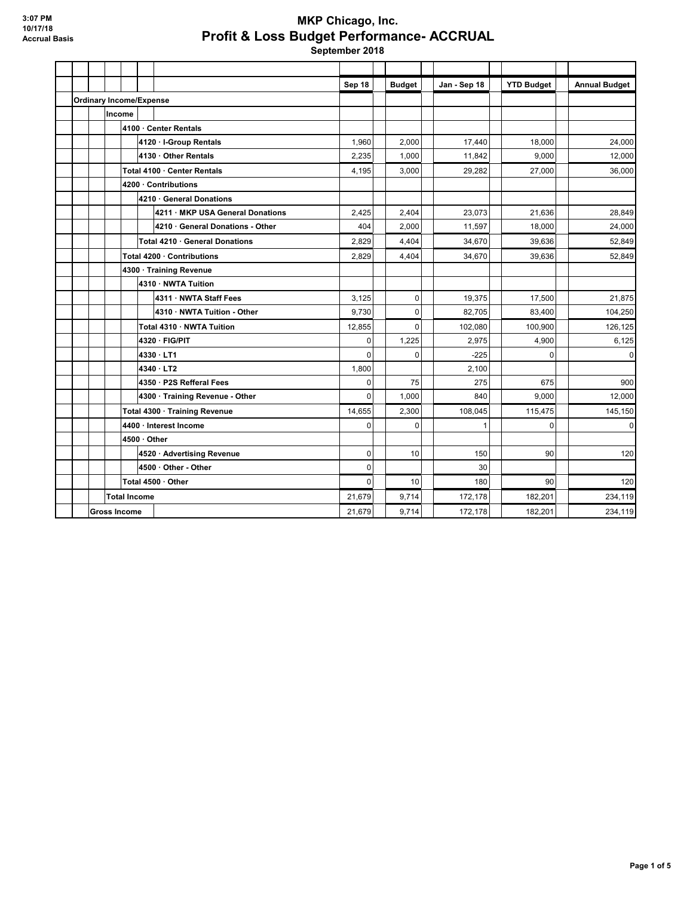3:07 PM
10/17/18
Accrual Basis

# MKP Chicago, Inc.
## Profit & Loss Budget Performance- ACCRUAL
### September 2018

| | Sep 18 | Budget | Jan - Sep 18 | YTD Budget | Annual Budget |
|---|---|---|---|---|---|
| **Ordinary Income/Expense** | | | | | |
| **Income** | | | | | |
| **4100 · Center Rentals** | | | | | |
| **4120 · I-Group Rentals** | 1,960 | 2,000 | 17,440 | 18,000 | 24,000 |
| **4130 · Other Rentals** | 2,235 | 1,000 | 11,842 | 9,000 | 12,000 |
| **Total 4100 · Center Rentals** | 4,195 | 3,000 | 29,282 | 27,000 | 36,000 |
| **4200 · Contributions** | | | | | |
| **4210 · General Donations** | | | | | |
| **4211 · MKP USA General Donations** | 2,425 | 2,404 | 23,073 | 21,636 | 28,849 |
| **4210 · General Donations - Other** | 404 | 2,000 | 11,597 | 18,000 | 24,000 |
| **Total 4210 · General Donations** | 2,829 | 4,404 | 34,670 | 39,636 | 52,849 |
| **Total 4200 · Contributions** | 2,829 | 4,404 | 34,670 | 39,636 | 52,849 |
| **4300 · Training Revenue** | | | | | |
| **4310 · NWTA Tuition** | | | | | |
| **4311 · NWTA Staff Fees** | 3,125 | 0 | 19,375 | 17,500 | 21,875 |
| **4310 · NWTA Tuition - Other** | 9,730 | 0 | 82,705 | 83,400 | 104,250 |
| **Total 4310 · NWTA Tuition** | 12,855 | 0 | 102,080 | 100,900 | 126,125 |
| **4320 · FIG/PIT** | 0 | 1,225 | 2,975 | 4,900 | 6,125 |
| **4330 · LT1** | 0 | 0 | -225 | 0 | 0 |
| **4340 · LT2** | 1,800 | | 2,100 | | |
| **4350 · P2S Refferal Fees** | 0 | 75 | 275 | 675 | 900 |
| **4300 · Training Revenue - Other** | 0 | 1,000 | 840 | 9,000 | 12,000 |
| **Total 4300 · Training Revenue** | 14,655 | 2,300 | 108,045 | 115,475 | 145,150 |
| **4400 · Interest Income** | 0 | 0 | 1 | 0 | 0 |
| **4500 · Other** | | | | | |
| **4520 · Advertising Revenue** | 0 | 10 | 150 | 90 | 120 |
| **4500 · Other - Other** | 0 | | 30 | | |
| **Total 4500 · Other** | 0 | 10 | 180 | 90 | 120 |
| **Total Income** | 21,679 | 9,714 | 172,178 | 182,201 | 234,119 |
| **Gross Income** | 21,679 | 9,714 | 172,178 | 182,201 | 234,119 |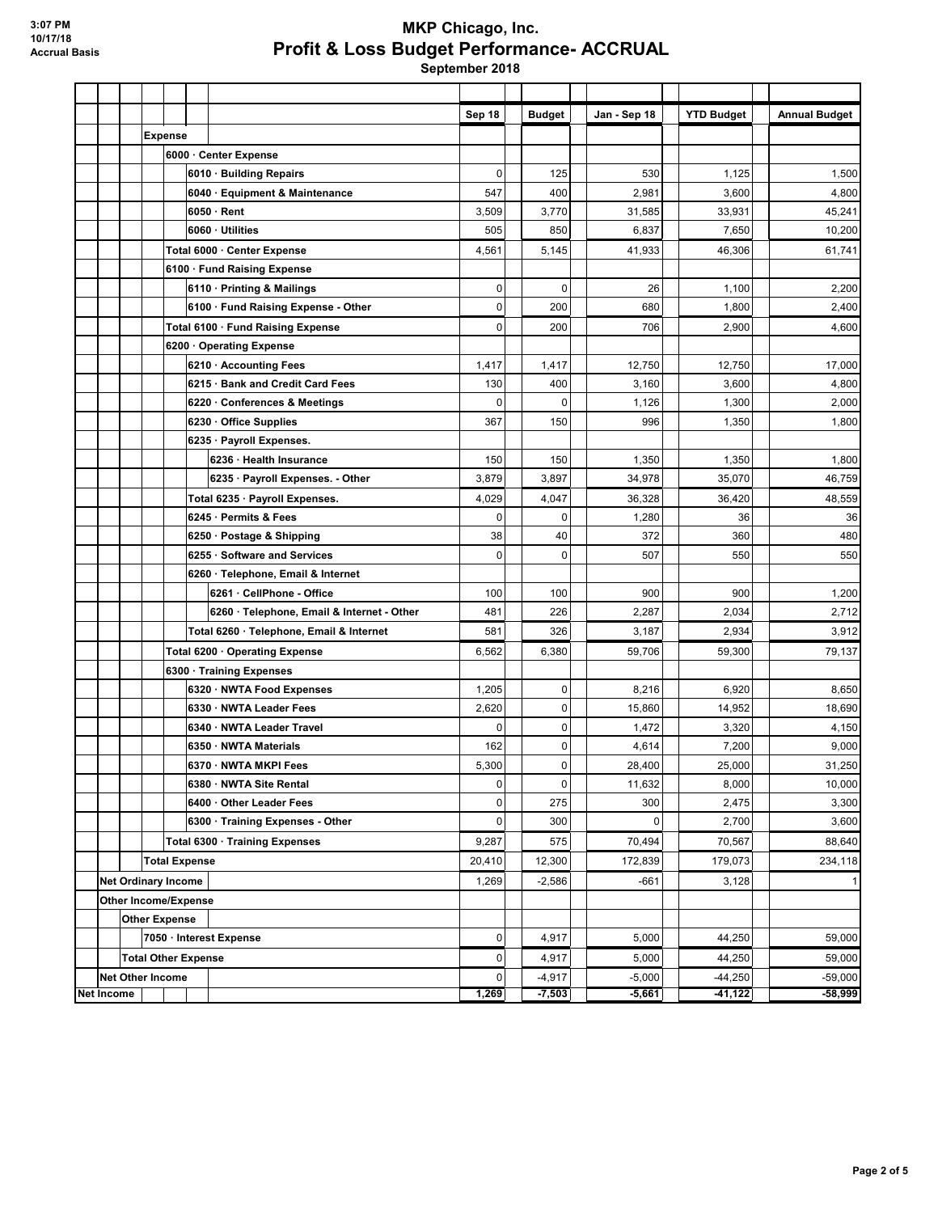# MKP Chicago, Inc.

## Profit & Loss Budget Performance- ACCRUAL

**September 2018**

3:07 PM
10/17/18
Accrual Basis

| | Sep 18 | Budget | Jan - Sep 18 | YTD Budget | Annual Budget |
|---|---|---|---|---|---|
| **Expense** | | | | | |
| **6000 · Center Expense** | | | | | |
| 6010 · Building Repairs | 0 | 125 | 530 | 1,125 | 1,500 |
| 6040 · Equipment & Maintenance | 547 | 400 | 2,981 | 3,600 | 4,800 |
| 6050 · Rent | 3,509 | 3,770 | 31,585 | 33,931 | 45,241 |
| 6060 · Utilities | 505 | 850 | 6,837 | 7,650 | 10,200 |
| **Total 6000 · Center Expense** | 4,561 | 5,145 | 41,933 | 46,306 | 61,741 |
| **6100 · Fund Raising Expense** | | | | | |
| 6110 · Printing & Mailings | 0 | 0 | 26 | 1,100 | 2,200 |
| 6100 · Fund Raising Expense - Other | 0 | 200 | 680 | 1,800 | 2,400 |
| **Total 6100 · Fund Raising Expense** | 0 | 200 | 706 | 2,900 | 4,600 |
| **6200 · Operating Expense** | | | | | |
| 6210 · Accounting Fees | 1,417 | 1,417 | 12,750 | 12,750 | 17,000 |
| 6215 · Bank and Credit Card Fees | 130 | 400 | 3,160 | 3,600 | 4,800 |
| 6220 · Conferences & Meetings | 0 | 0 | 1,126 | 1,300 | 2,000 |
| 6230 · Office Supplies | 367 | 150 | 996 | 1,350 | 1,800 |
| 6235 · Payroll Expenses. | | | | | |
| 6236 · Health Insurance | 150 | 150 | 1,350 | 1,350 | 1,800 |
| 6235 · Payroll Expenses. - Other | 3,879 | 3,897 | 34,978 | 35,070 | 46,759 |
| Total 6235 · Payroll Expenses. | 4,029 | 4,047 | 36,328 | 36,420 | 48,559 |
| 6245 · Permits & Fees | 0 | 0 | 1,280 | 36 | 36 |
| 6250 · Postage & Shipping | 38 | 40 | 372 | 360 | 480 |
| 6255 · Software and Services | 0 | 0 | 507 | 550 | 550 |
| 6260 · Telephone, Email & Internet | | | | | |
| 6261 · CellPhone - Office | 100 | 100 | 900 | 900 | 1,200 |
| 6260 · Telephone, Email & Internet - Other | 481 | 226 | 2,287 | 2,034 | 2,712 |
| Total 6260 · Telephone, Email & Internet | 581 | 326 | 3,187 | 2,934 | 3,912 |
| **Total 6200 · Operating Expense** | 6,562 | 6,380 | 59,706 | 59,300 | 79,137 |
| **6300 · Training Expenses** | | | | | |
| 6320 · NWTA Food Expenses | 1,205 | 0 | 8,216 | 6,920 | 8,650 |
| 6330 · NWTA Leader Fees | 2,620 | 0 | 15,860 | 14,952 | 18,690 |
| 6340 · NWTA Leader Travel | 0 | 0 | 1,472 | 3,320 | 4,150 |
| 6350 · NWTA Materials | 162 | 0 | 4,614 | 7,200 | 9,000 |
| 6370 · NWTA MKPI Fees | 5,300 | 0 | 28,400 | 25,000 | 31,250 |
| 6380 · NWTA Site Rental | 0 | 0 | 11,632 | 8,000 | 10,000 |
| 6400 · Other Leader Fees | 0 | 275 | 300 | 2,475 | 3,300 |
| 6300 · Training Expenses - Other | 0 | 300 | 0 | 2,700 | 3,600 |
| **Total 6300 · Training Expenses** | 9,287 | 575 | 70,494 | 70,567 | 88,640 |
| **Total Expense** | 20,410 | 12,300 | 172,839 | 179,073 | 234,118 |
| **Net Ordinary Income** | 1,269 | -2,586 | -661 | 3,128 | 1 |
| **Other Income/Expense** | | | | | |
| **Other Expense** | | | | | |
| 7050 · Interest Expense | 0 | 4,917 | 5,000 | 44,250 | 59,000 |
| **Total Other Expense** | 0 | 4,917 | 5,000 | 44,250 | 59,000 |
| **Net Other Income** | 0 | -4,917 | -5,000 | -44,250 | -59,000 |
| **Net Income** | **1,269** | **-7,503** | **-5,661** | **-41,122** | **-58,999** |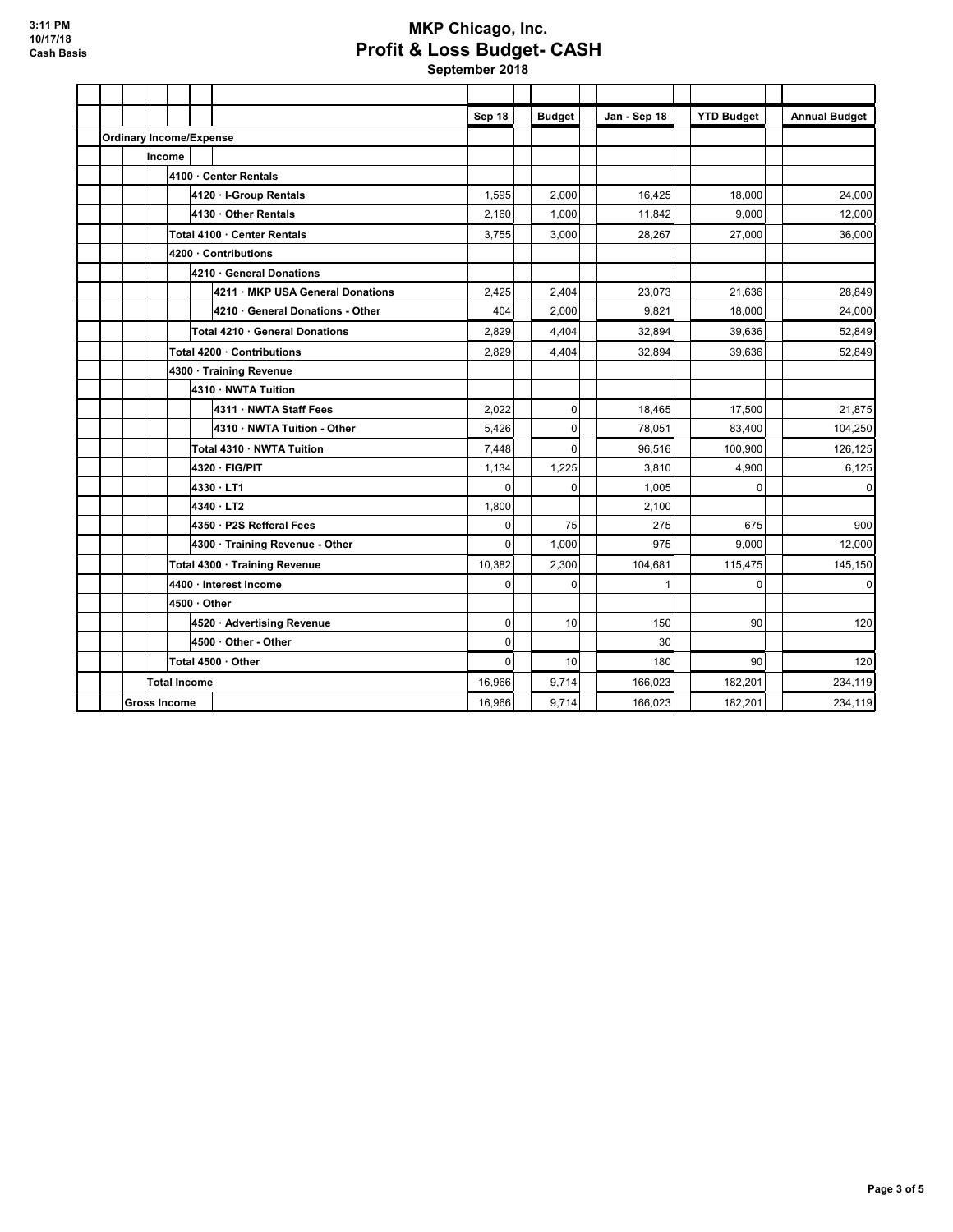# MKP Chicago, Inc.
## Profit & Loss Budget- CASH
### September 2018

3:11 PM
10/17/18
Cash Basis

| | Sep 18 | Budget | Jan - Sep 18 | YTD Budget | Annual Budget |
|---|---|---|---|---|---|
| **Ordinary Income/Expense** | | | | | |
| **Income** | | | | | |
| **4100 · Center Rentals** | | | | | |
| **4120 · I-Group Rentals** | 1,595 | 2,000 | 16,425 | 18,000 | 24,000 |
| **4130 · Other Rentals** | 2,160 | 1,000 | 11,842 | 9,000 | 12,000 |
| **Total 4100 · Center Rentals** | 3,755 | 3,000 | 28,267 | 27,000 | 36,000 |
| **4200 · Contributions** | | | | | |
| **4210 · General Donations** | | | | | |
| **4211 · MKP USA General Donations** | 2,425 | 2,404 | 23,073 | 21,636 | 28,849 |
| **4210 · General Donations - Other** | 404 | 2,000 | 9,821 | 18,000 | 24,000 |
| **Total 4210 · General Donations** | 2,829 | 4,404 | 32,894 | 39,636 | 52,849 |
| **Total 4200 · Contributions** | 2,829 | 4,404 | 32,894 | 39,636 | 52,849 |
| **4300 · Training Revenue** | | | | | |
| **4310 · NWTA Tuition** | | | | | |
| **4311 · NWTA Staff Fees** | 2,022 | 0 | 18,465 | 17,500 | 21,875 |
| **4310 · NWTA Tuition - Other** | 5,426 | 0 | 78,051 | 83,400 | 104,250 |
| **Total 4310 · NWTA Tuition** | 7,448 | 0 | 96,516 | 100,900 | 126,125 |
| **4320 · FIG/PIT** | 1,134 | 1,225 | 3,810 | 4,900 | 6,125 |
| **4330 · LT1** | 0 | 0 | 1,005 | 0 | 0 |
| **4340 · LT2** | 1,800 | | 2,100 | | |
| **4350 · P2S Refferal Fees** | 0 | 75 | 275 | 675 | 900 |
| **4300 · Training Revenue - Other** | 0 | 1,000 | 975 | 9,000 | 12,000 |
| **Total 4300 · Training Revenue** | 10,382 | 2,300 | 104,681 | 115,475 | 145,150 |
| **4400 · Interest Income** | 0 | 0 | 1 | 0 | 0 |
| **4500 · Other** | | | | | |
| **4520 · Advertising Revenue** | 0 | 10 | 150 | 90 | 120 |
| **4500 · Other - Other** | 0 | | 30 | | |
| **Total 4500 · Other** | 0 | 10 | 180 | 90 | 120 |
| **Total Income** | 16,966 | 9,714 | 166,023 | 182,201 | 234,119 |
| **Gross Income** | 16,966 | 9,714 | 166,023 | 182,201 | 234,119 |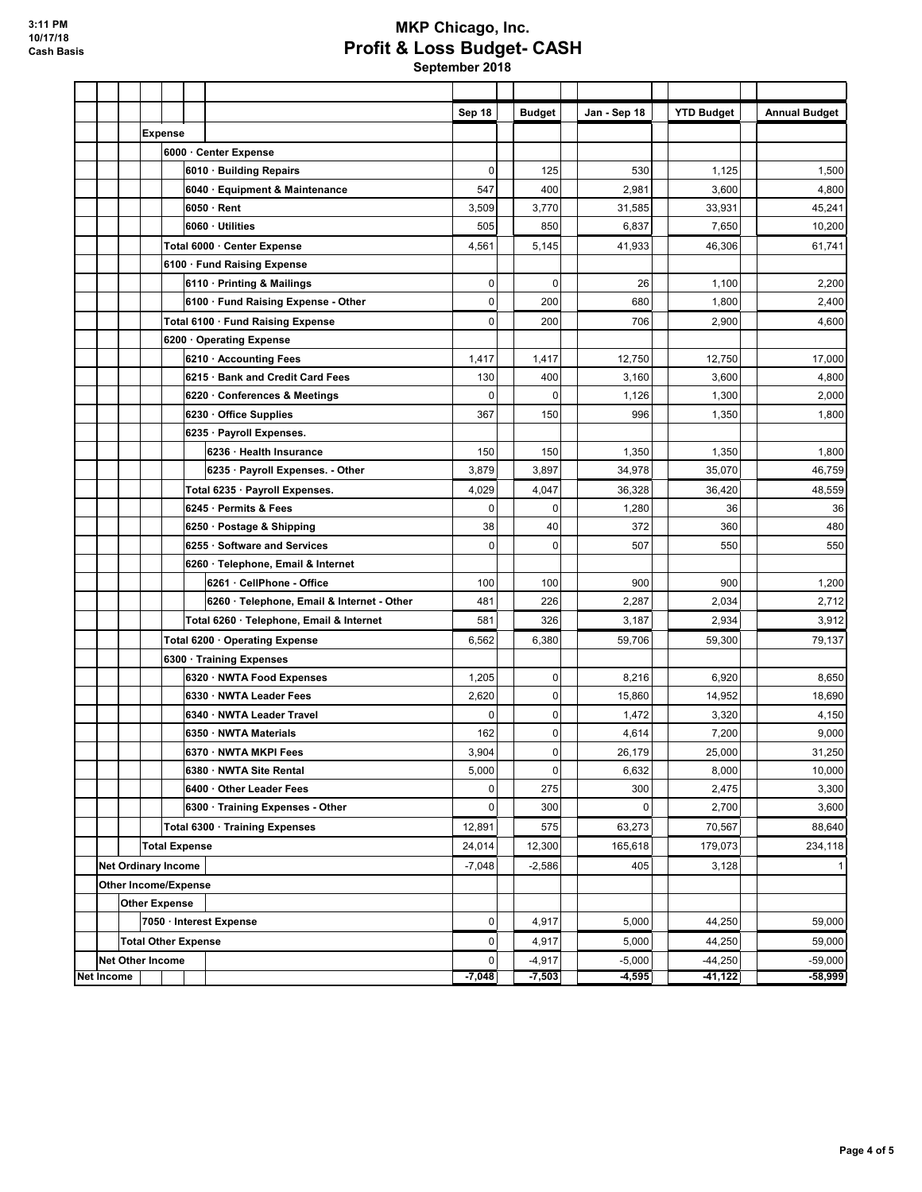3:11 PM
10/17/18
Cash Basis

# MKP Chicago, Inc.
## Profit & Loss Budget- CASH
### September 2018

| | Sep 18 | Budget | Jan - Sep 18 | YTD Budget | Annual Budget |
|---|---|---|---|---|---|
| **Expense** | | | | | |
| **6000 · Center Expense** | | | | | |
| **6010 · Building Repairs** | 0 | 125 | 530 | 1,125 | 1,500 |
| **6040 · Equipment & Maintenance** | 547 | 400 | 2,981 | 3,600 | 4,800 |
| **6050 · Rent** | 3,509 | 3,770 | 31,585 | 33,931 | 45,241 |
| **6060 · Utilities** | 505 | 850 | 6,837 | 7,650 | 10,200 |
| **Total 6000 · Center Expense** | 4,561 | 5,145 | 41,933 | 46,306 | 61,741 |
| **6100 · Fund Raising Expense** | | | | | |
| **6110 · Printing & Mailings** | 0 | 0 | 26 | 1,100 | 2,200 |
| **6100 · Fund Raising Expense - Other** | 0 | 200 | 680 | 1,800 | 2,400 |
| **Total 6100 · Fund Raising Expense** | 0 | 200 | 706 | 2,900 | 4,600 |
| **6200 · Operating Expense** | | | | | |
| **6210 · Accounting Fees** | 1,417 | 1,417 | 12,750 | 12,750 | 17,000 |
| **6215 · Bank and Credit Card Fees** | 130 | 400 | 3,160 | 3,600 | 4,800 |
| **6220 · Conferences & Meetings** | 0 | 0 | 1,126 | 1,300 | 2,000 |
| **6230 · Office Supplies** | 367 | 150 | 996 | 1,350 | 1,800 |
| **6235 · Payroll Expenses.** | | | | | |
| **6236 · Health Insurance** | 150 | 150 | 1,350 | 1,350 | 1,800 |
| **6235 · Payroll Expenses. - Other** | 3,879 | 3,897 | 34,978 | 35,070 | 46,759 |
| **Total 6235 · Payroll Expenses.** | 4,029 | 4,047 | 36,328 | 36,420 | 48,559 |
| **6245 · Permits & Fees** | 0 | 0 | 1,280 | 36 | 36 |
| **6250 · Postage & Shipping** | 38 | 40 | 372 | 360 | 480 |
| **6255 · Software and Services** | 0 | 0 | 507 | 550 | 550 |
| **6260 · Telephone, Email & Internet** | | | | | |
| **6261 · CellPhone - Office** | 100 | 100 | 900 | 900 | 1,200 |
| **6260 · Telephone, Email & Internet - Other** | 481 | 226 | 2,287 | 2,034 | 2,712 |
| **Total 6260 · Telephone, Email & Internet** | 581 | 326 | 3,187 | 2,934 | 3,912 |
| **Total 6200 · Operating Expense** | 6,562 | 6,380 | 59,706 | 59,300 | 79,137 |
| **6300 · Training Expenses** | | | | | |
| **6320 · NWTA Food Expenses** | 1,205 | 0 | 8,216 | 6,920 | 8,650 |
| **6330 · NWTA Leader Fees** | 2,620 | 0 | 15,860 | 14,952 | 18,690 |
| **6340 · NWTA Leader Travel** | 0 | 0 | 1,472 | 3,320 | 4,150 |
| **6350 · NWTA Materials** | 162 | 0 | 4,614 | 7,200 | 9,000 |
| **6370 · NWTA MKPI Fees** | 3,904 | 0 | 26,179 | 25,000 | 31,250 |
| **6380 · NWTA Site Rental** | 5,000 | 0 | 6,632 | 8,000 | 10,000 |
| **6400 · Other Leader Fees** | 0 | 275 | 300 | 2,475 | 3,300 |
| **6300 · Training Expenses - Other** | 0 | 300 | 0 | 2,700 | 3,600 |
| **Total 6300 · Training Expenses** | 12,891 | 575 | 63,273 | 70,567 | 88,640 |
| **Total Expense** | 24,014 | 12,300 | 165,618 | 179,073 | 234,118 |
| **Net Ordinary Income** | -7,048 | -2,586 | 405 | 3,128 | 1 |
| **Other Income/Expense** | | | | | |
| **Other Expense** | | | | | |
| **7050 · Interest Expense** | 0 | 4,917 | 5,000 | 44,250 | 59,000 |
| **Total Other Expense** | 0 | 4,917 | 5,000 | 44,250 | 59,000 |
| **Net Other Income** | 0 | -4,917 | -5,000 | -44,250 | -59,000 |
| **Net Income** | **-7,048** | **-7,503** | **-4,595** | **-41,122** | **-58,999** |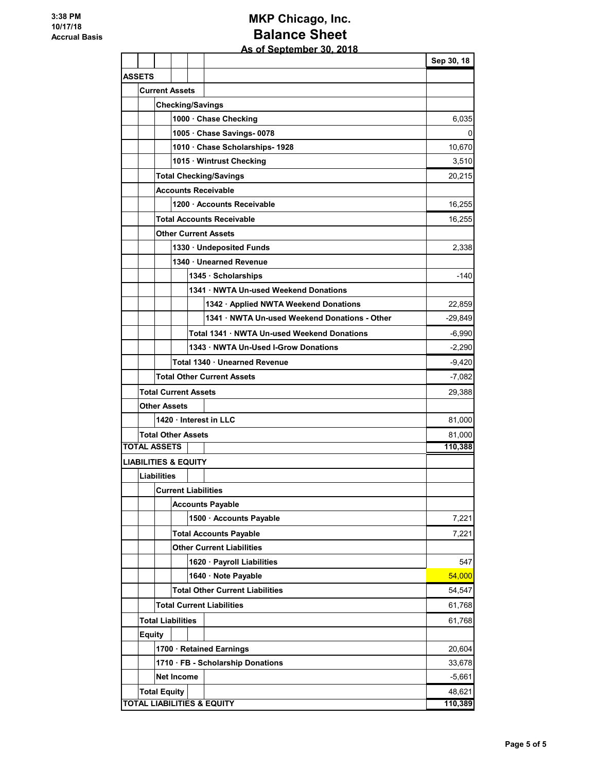3:38 PM
10/17/18
Accrual Basis

# MKP Chicago, Inc.
## Balance Sheet
### As of September 30, 2018

| | Sep 30, 18 |
|---|---|
| **ASSETS** | |
| **Current Assets** | |
| **Checking/Savings** | |
| 1000 · Chase Checking | 6,035 |
| 1005 · Chase Savings- 0078 | 0 |
| 1010 · Chase Scholarships- 1928 | 10,670 |
| 1015 · Wintrust Checking | 3,510 |
| **Total Checking/Savings** | 20,215 |
| **Accounts Receivable** | |
| 1200 · Accounts Receivable | 16,255 |
| **Total Accounts Receivable** | 16,255 |
| **Other Current Assets** | |
| 1330 · Undeposited Funds | 2,338 |
| 1340 · Unearned Revenue | |
| 1345 · Scholarships | -140 |
| 1341 · NWTA Un-used Weekend Donations | |
| 1342 · Applied NWTA Weekend Donations | 22,859 |
| 1341 · NWTA Un-used Weekend Donations - Other | -29,849 |
| Total 1341 · NWTA Un-used Weekend Donations | -6,990 |
| 1343 · NWTA Un-Used I-Grow Donations | -2,290 |
| Total 1340 · Unearned Revenue | -9,420 |
| **Total Other Current Assets** | -7,082 |
| **Total Current Assets** | 29,388 |
| **Other Assets** | |
| 1420 · Interest in LLC | 81,000 |
| **Total Other Assets** | 81,000 |
| **TOTAL ASSETS** | **110,388** |
| **LIABILITIES & EQUITY** | |
| **Liabilities** | |
| **Current Liabilities** | |
| **Accounts Payable** | |
| 1500 · Accounts Payable | 7,221 |
| **Total Accounts Payable** | 7,221 |
| **Other Current Liabilities** | |
| 1620 · Payroll Liabilities | 547 |
| 1640 · Note Payable | 54,000 |
| **Total Other Current Liabilities** | 54,547 |
| **Total Current Liabilities** | 61,768 |
| **Total Liabilities** | 61,768 |
| **Equity** | |
| 1700 · Retained Earnings | 20,604 |
| 1710 · FB - Scholarship Donations | 33,678 |
| Net Income | -5,661 |
| **Total Equity** | 48,621 |
| **TOTAL LIABILITIES & EQUITY** | **110,389** |